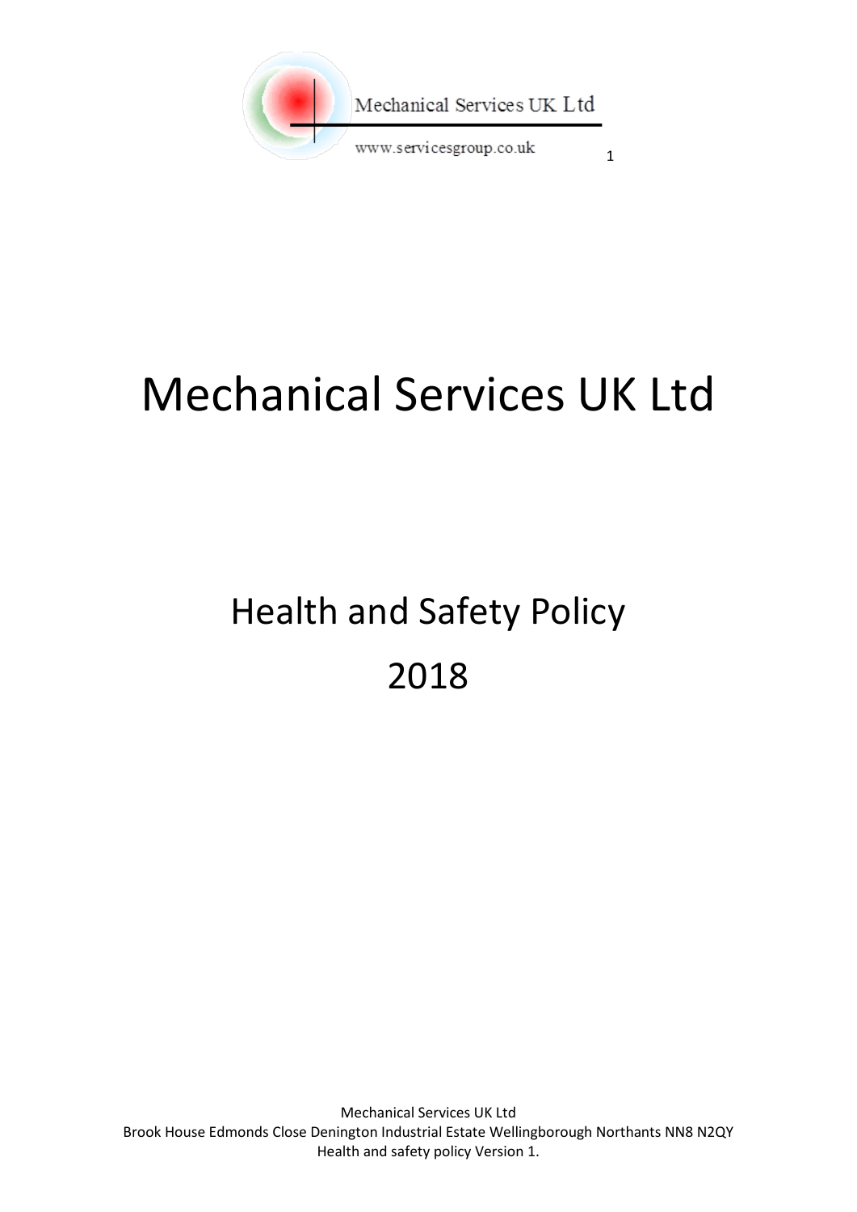# Mechanical Services UK Ltd

## Health and Safety Policy

## 2018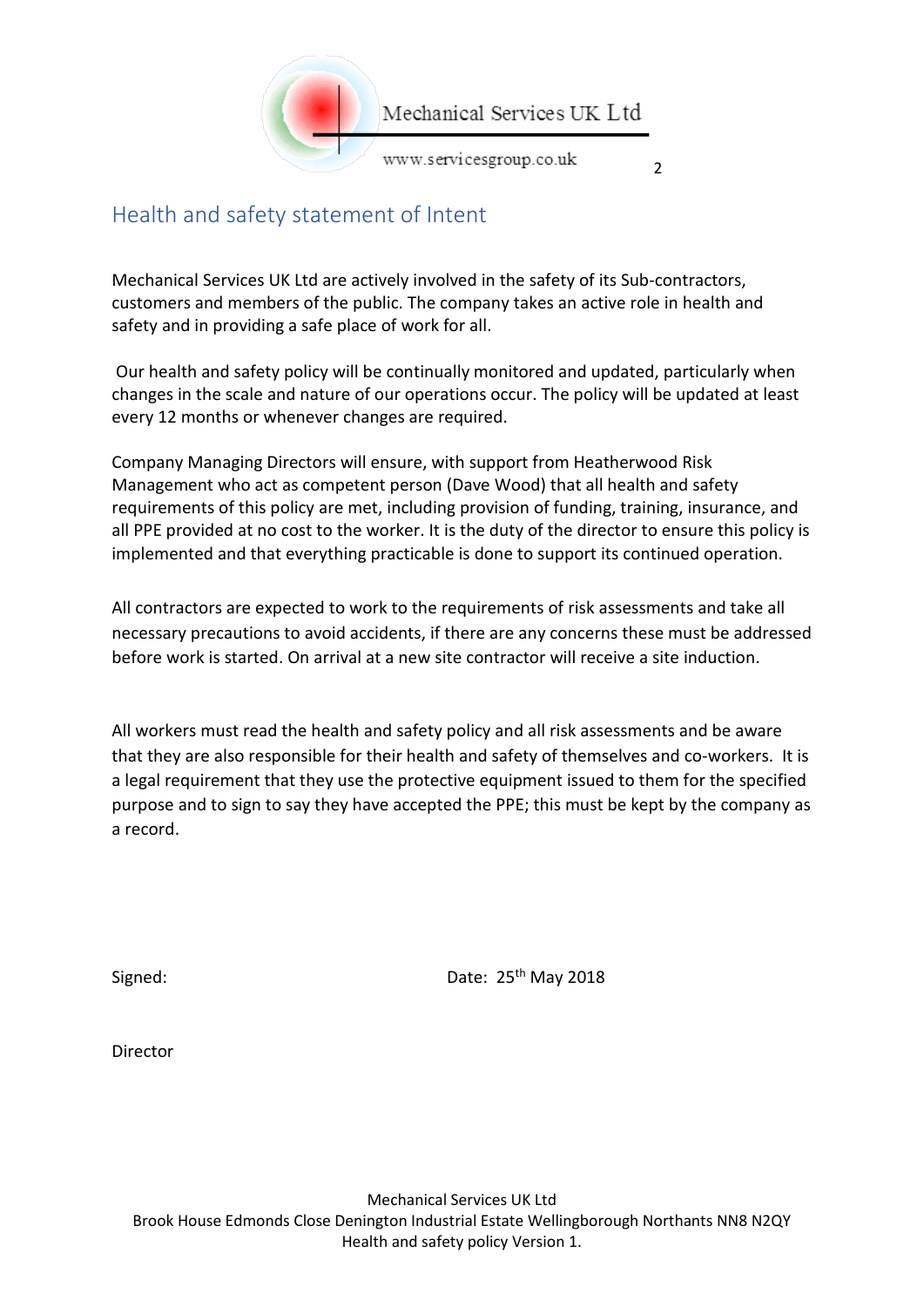## Health and safety statement of Intent

Mechanical Services UK Ltd are actively involved in the safety of its Sub-contractors, customers and members of the public. The company takes an active role in health and safety and in providing a safe place of work for all.

Our health and safety policy will be continually monitored and updated, particularly when changes in the scale and nature of our operations occur. The policy will be updated at least every 12 months or whenever changes are required.

Company Managing Directors will ensure, with support from Heatherwood Risk Management who act as competent person (Dave Wood) that all health and safety requirements of this policy are met, including provision of funding, training, insurance, and all PPE provided at no cost to the worker. It is the duty of the director to ensure this policy is implemented and that everything practicable is done to support its continued operation.

All contractors are expected to work to the requirements of risk assessments and take all necessary precautions to avoid accidents, if there are any concerns these must be addressed before work is started. On arrival at a new site contractor will receive a site induction.

All workers must read the health and safety policy and all risk assessments and be aware that they are also responsible for their health and safety of themselves and co-workers. It is a legal requirement that they use the protective equipment issued to them for the specified purpose and to sign to say they have accepted the PPE; this must be kept by the company as a record.

Signed: Date: 25th May 2018

Director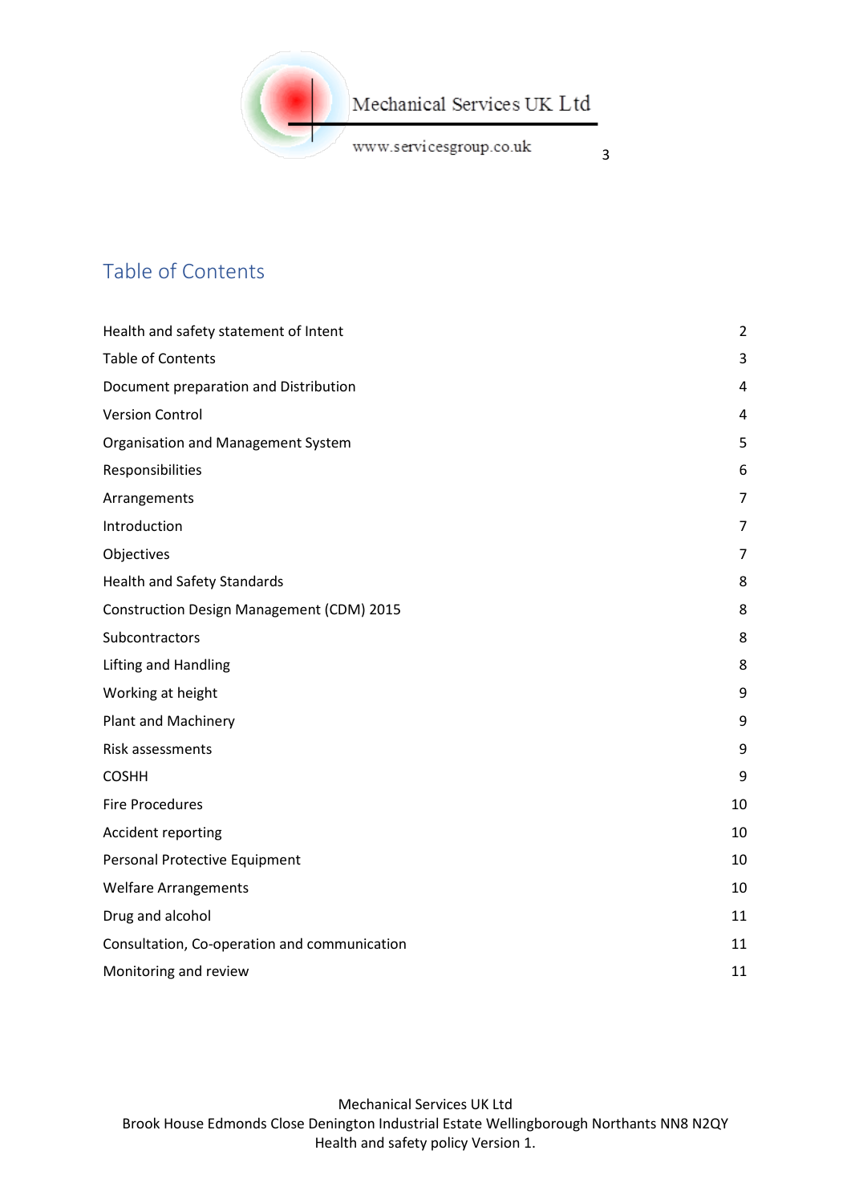# Table of Contents

| | |
|---|---|
| Health and safety statement of Intent | 2 |
| Table of Contents | 3 |
| Document preparation and Distribution | 4 |
| Version Control | 4 |
| Organisation and Management System | 5 |
| Responsibilities | 6 |
| Arrangements | 7 |
| Introduction | 7 |
| Objectives | 7 |
| Health and Safety Standards | 8 |
| Construction Design Management (CDM) 2015 | 8 |
| Subcontractors | 8 |
| Lifting and Handling | 8 |
| Working at height | 9 |
| Plant and Machinery | 9 |
| Risk assessments | 9 |
| COSHH | 9 |
| Fire Procedures | 10 |
| Accident reporting | 10 |
| Personal Protective Equipment | 10 |
| Welfare Arrangements | 10 |
| Drug and alcohol | 11 |
| Consultation, Co-operation and communication | 11 |
| Monitoring and review | 11 |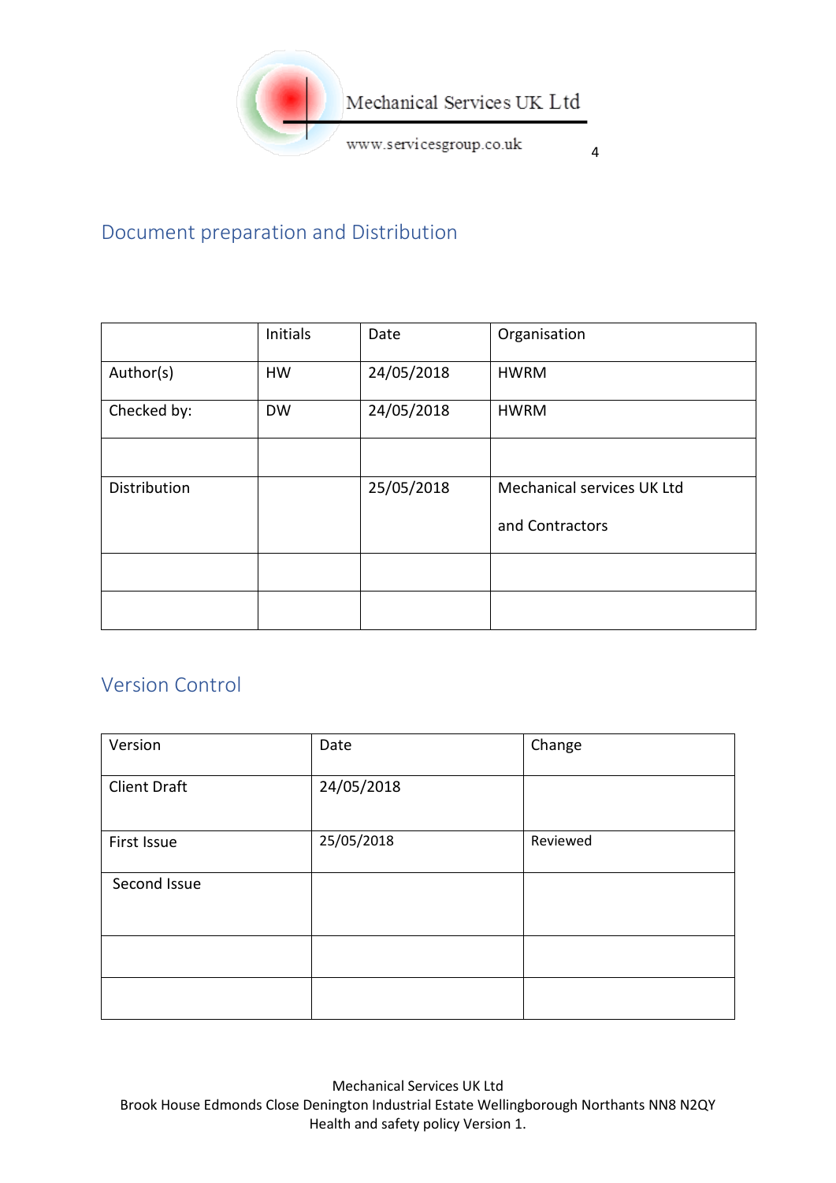## Document preparation and Distribution

| | Initials | Date | Organisation |
|---|---|---|---|
| Author(s) | HW | 24/05/2018 | HWRM |
| Checked by: | DW | 24/05/2018 | HWRM |
| | | | |
| Distribution | | 25/05/2018 | Mechanical services UK Ltd<br><br>and Contractors |
| | | | |
| | | | |

## Version Control

| Version | Date | Change |
|---|---|---|
| Client Draft | 24/05/2018 | |
| First Issue | 25/05/2018 | Reviewed |
| Second Issue | | |
| | | |
| | | |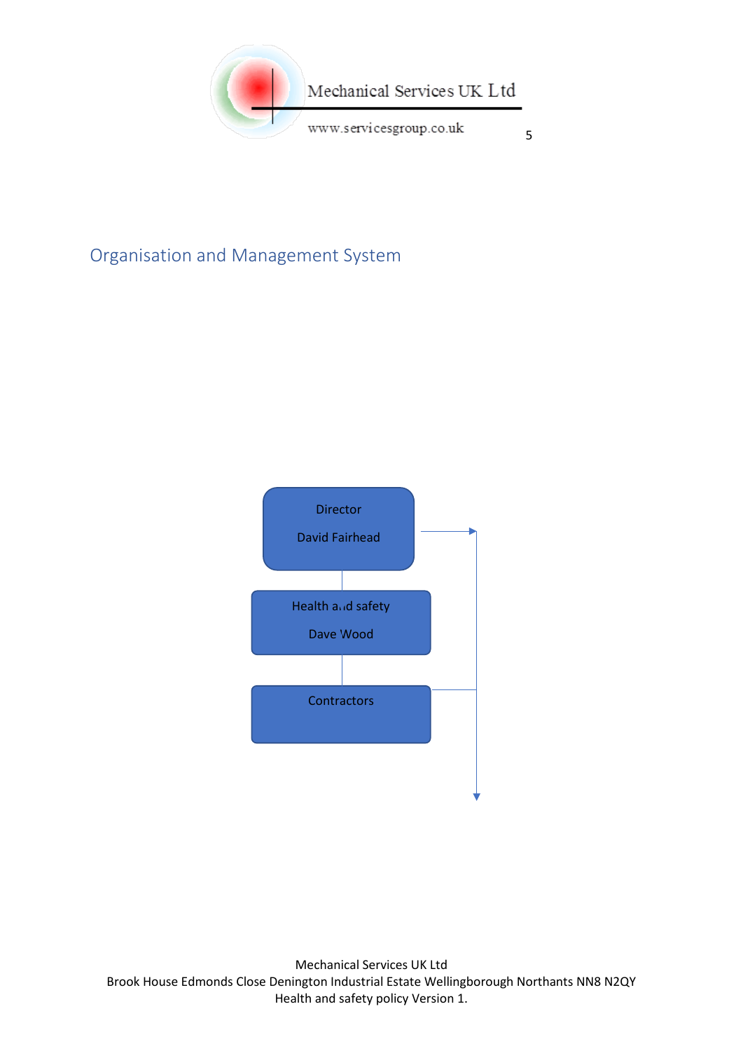## Organisation and Management System

Director

David Fairhead

Health and safety

Dave Wood

Contractors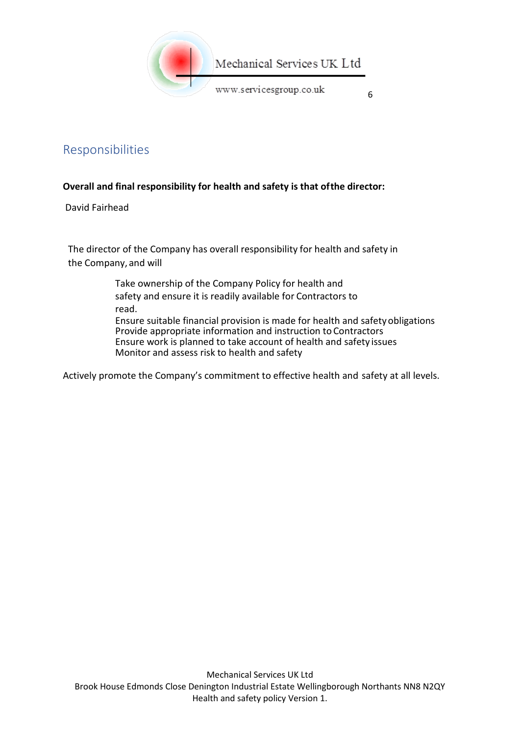## Responsibilities

**Overall and final responsibility for health and safety is that of the director:**

David Fairhead

The director of the Company has overall responsibility for health and safety in the Company, and will

- Take ownership of the Company Policy for health and safety and ensure it is readily available for Contractors to read.
- Ensure suitable financial provision is made for health and safety obligations
- Provide appropriate information and instruction to Contractors
- Ensure work is planned to take account of health and safety issues
- Monitor and assess risk to health and safety

Actively promote the Company's commitment to effective health and safety at all levels.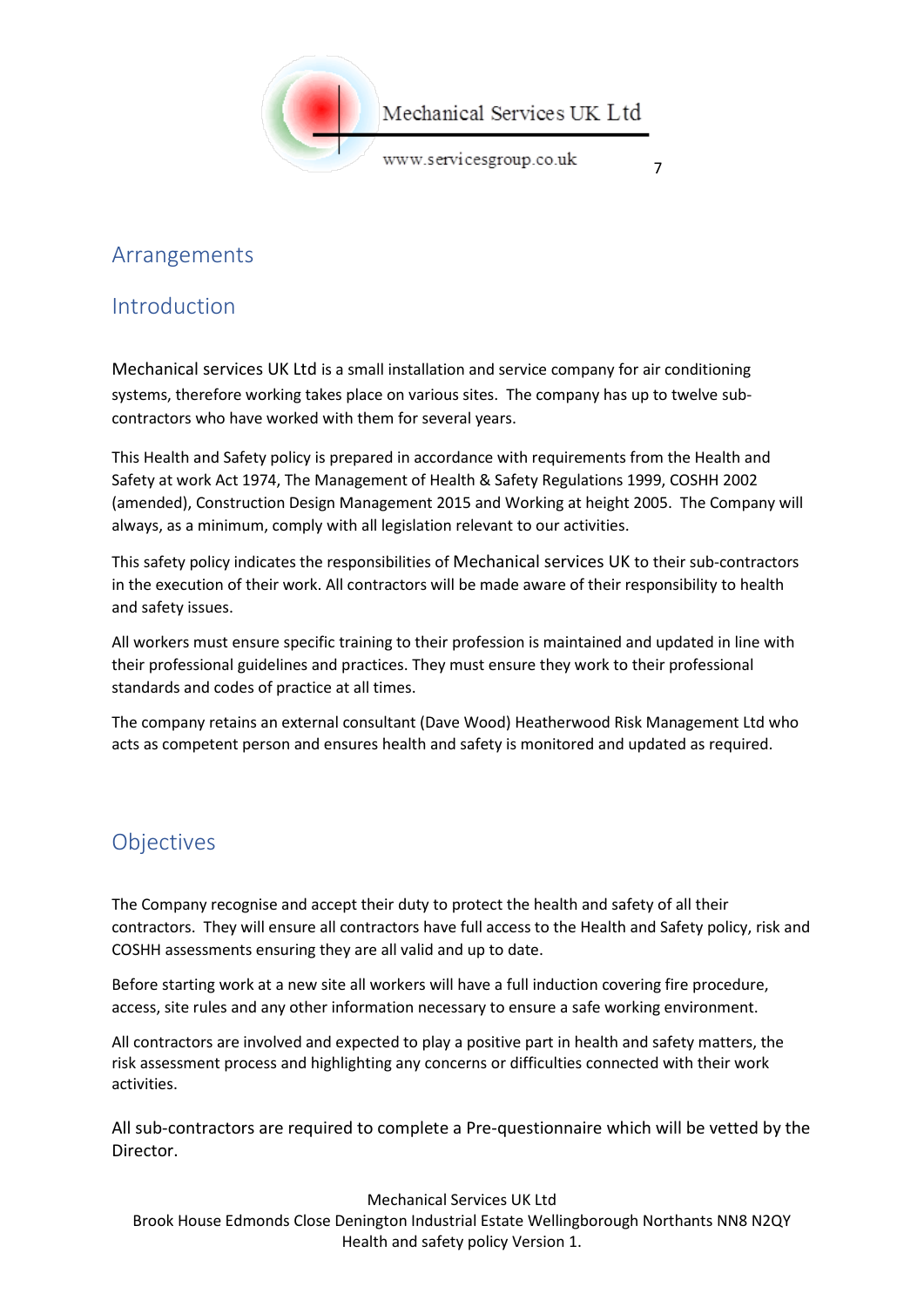## Arrangements

## Introduction

Mechanical services UK Ltd is a small installation and service company for air conditioning systems, therefore working takes place on various sites. The company has up to twelve sub-contractors who have worked with them for several years.

This Health and Safety policy is prepared in accordance with requirements from the Health and Safety at work Act 1974, The Management of Health & Safety Regulations 1999, COSHH 2002 (amended), Construction Design Management 2015 and Working at height 2005. The Company will always, as a minimum, comply with all legislation relevant to our activities.

This safety policy indicates the responsibilities of Mechanical services UK to their sub-contractors in the execution of their work. All contractors will be made aware of their responsibility to health and safety issues.

All workers must ensure specific training to their profession is maintained and updated in line with their professional guidelines and practices. They must ensure they work to their professional standards and codes of practice at all times.

The company retains an external consultant (Dave Wood) Heatherwood Risk Management Ltd who acts as competent person and ensures health and safety is monitored and updated as required.

## Objectives

The Company recognise and accept their duty to protect the health and safety of all their contractors. They will ensure all contractors have full access to the Health and Safety policy, risk and COSHH assessments ensuring they are all valid and up to date.

Before starting work at a new site all workers will have a full induction covering fire procedure, access, site rules and any other information necessary to ensure a safe working environment.

All contractors are involved and expected to play a positive part in health and safety matters, the risk assessment process and highlighting any concerns or difficulties connected with their work activities.

All sub-contractors are required to complete a Pre-questionnaire which will be vetted by the Director.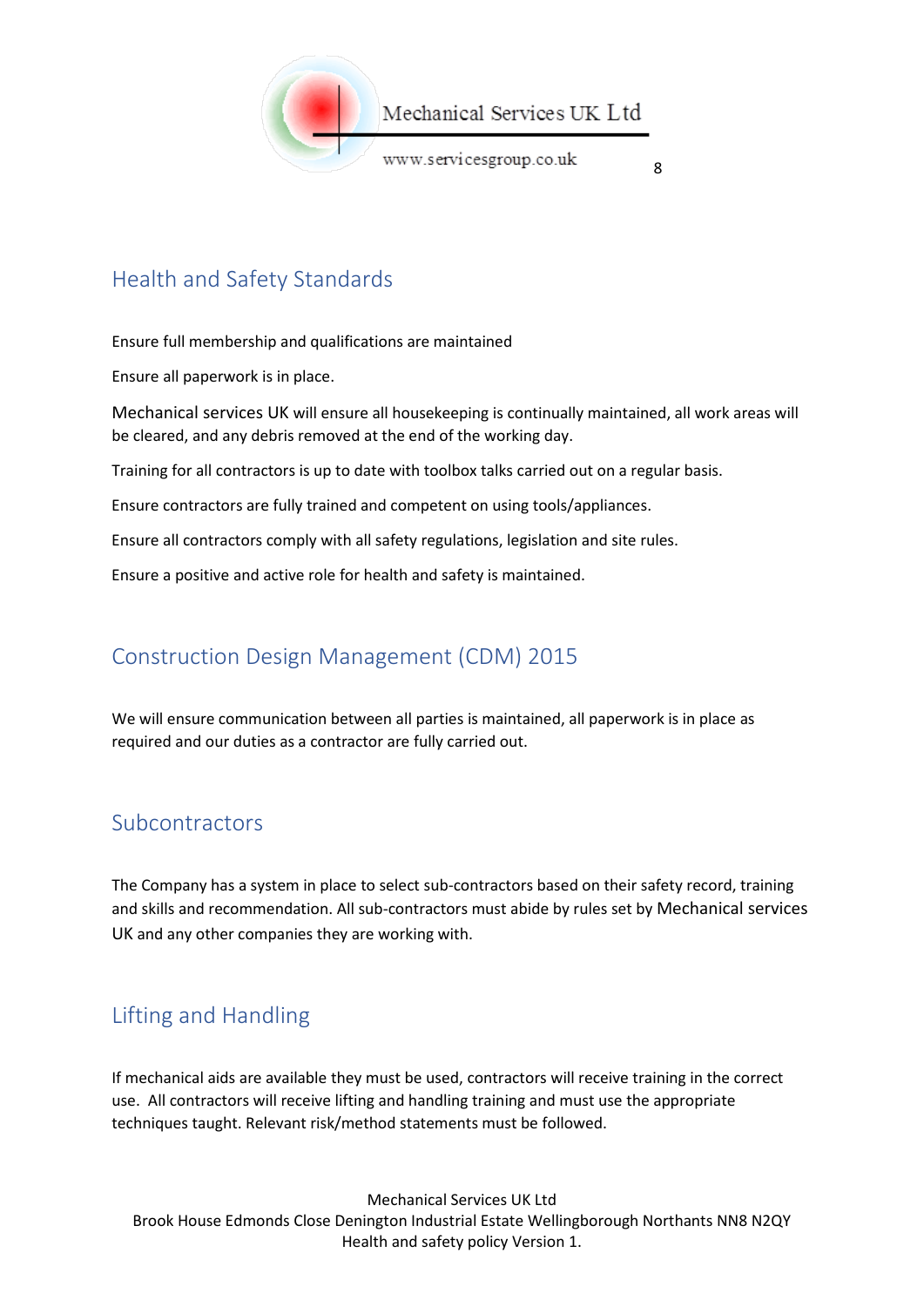## Health and Safety Standards

Ensure full membership and qualifications are maintained

Ensure all paperwork is in place.

Mechanical services UK will ensure all housekeeping is continually maintained, all work areas will be cleared, and any debris removed at the end of the working day.

Training for all contractors is up to date with toolbox talks carried out on a regular basis.

Ensure contractors are fully trained and competent on using tools/appliances.

Ensure all contractors comply with all safety regulations, legislation and site rules.

Ensure a positive and active role for health and safety is maintained.

## Construction Design Management (CDM) 2015

We will ensure communication between all parties is maintained, all paperwork is in place as required and our duties as a contractor are fully carried out.

## Subcontractors

The Company has a system in place to select sub-contractors based on their safety record, training and skills and recommendation. All sub-contractors must abide by rules set by Mechanical services UK and any other companies they are working with.

## Lifting and Handling

If mechanical aids are available they must be used, contractors will receive training in the correct use. All contractors will receive lifting and handling training and must use the appropriate techniques taught. Relevant risk/method statements must be followed.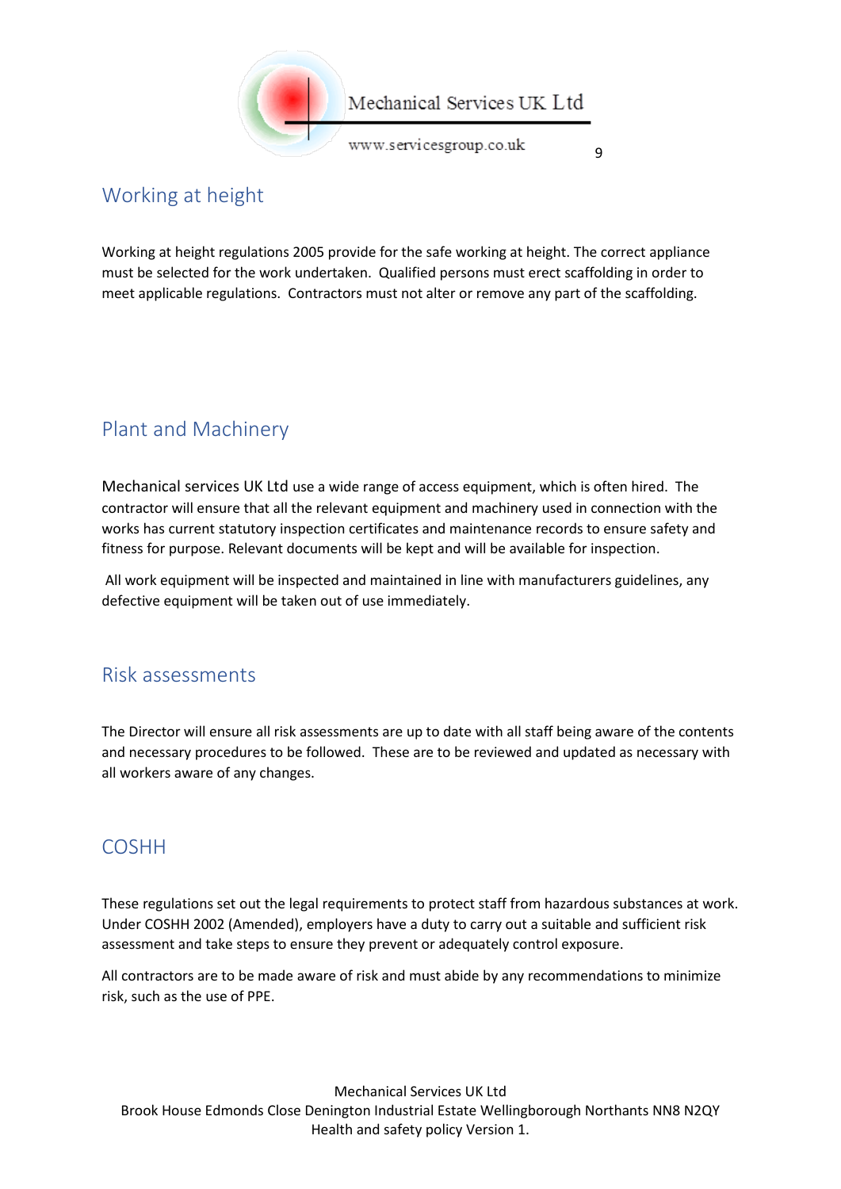## Working at height

Working at height regulations 2005 provide for the safe working at height. The correct appliance must be selected for the work undertaken. Qualified persons must erect scaffolding in order to meet applicable regulations. Contractors must not alter or remove any part of the scaffolding.

## Plant and Machinery

Mechanical services UK Ltd use a wide range of access equipment, which is often hired. The contractor will ensure that all the relevant equipment and machinery used in connection with the works has current statutory inspection certificates and maintenance records to ensure safety and fitness for purpose. Relevant documents will be kept and will be available for inspection.

All work equipment will be inspected and maintained in line with manufacturers guidelines, any defective equipment will be taken out of use immediately.

## Risk assessments

The Director will ensure all risk assessments are up to date with all staff being aware of the contents and necessary procedures to be followed. These are to be reviewed and updated as necessary with all workers aware of any changes.

## COSHH

These regulations set out the legal requirements to protect staff from hazardous substances at work. Under COSHH 2002 (Amended), employers have a duty to carry out a suitable and sufficient risk assessment and take steps to ensure they prevent or adequately control exposure.

All contractors are to be made aware of risk and must abide by any recommendations to minimize risk, such as the use of PPE.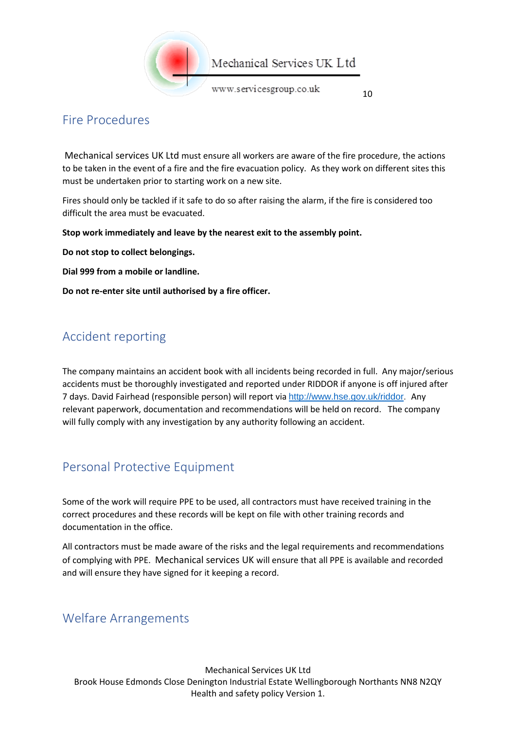## Fire Procedures

Mechanical services UK Ltd must ensure all workers are aware of the fire procedure, the actions to be taken in the event of a fire and the fire evacuation policy. As they work on different sites this must be undertaken prior to starting work on a new site.

Fires should only be tackled if it safe to do so after raising the alarm, if the fire is considered too difficult the area must be evacuated.

**Stop work immediately and leave by the nearest exit to the assembly point.**

**Do not stop to collect belongings.**

**Dial 999 from a mobile or landline.**

**Do not re-enter site until authorised by a fire officer.**

## Accident reporting

The company maintains an accident book with all incidents being recorded in full. Any major/serious accidents must be thoroughly investigated and reported under RIDDOR if anyone is off injured after 7 days. David Fairhead (responsible person) will report via [http://www.hse.gov.uk/riddor](http://www.hse.gov.uk/riddor). Any relevant paperwork, documentation and recommendations will be held on record. The company will fully comply with any investigation by any authority following an accident.

## Personal Protective Equipment

Some of the work will require PPE to be used, all contractors must have received training in the correct procedures and these records will be kept on file with other training records and documentation in the office.

All contractors must be made aware of the risks and the legal requirements and recommendations of complying with PPE. Mechanical services UK will ensure that all PPE is available and recorded and will ensure they have signed for it keeping a record.

## Welfare Arrangements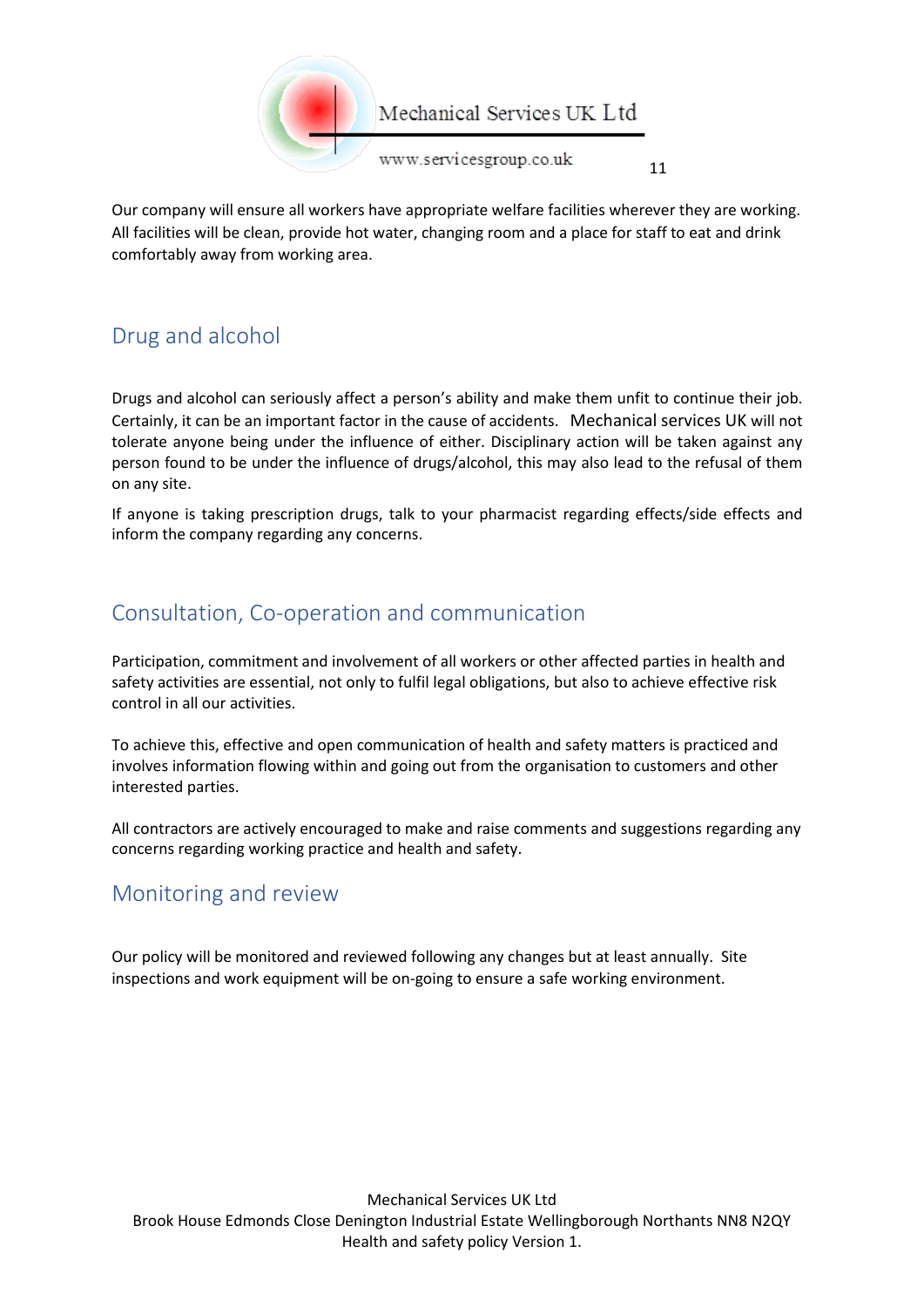Our company will ensure all workers have appropriate welfare facilities wherever they are working. All facilities will be clean, provide hot water, changing room and a place for staff to eat and drink comfortably away from working area.

## Drug and alcohol

Drugs and alcohol can seriously affect a person's ability and make them unfit to continue their job. Certainly, it can be an important factor in the cause of accidents. Mechanical services UK will not tolerate anyone being under the influence of either. Disciplinary action will be taken against any person found to be under the influence of drugs/alcohol, this may also lead to the refusal of them on any site.

If anyone is taking prescription drugs, talk to your pharmacist regarding effects/side effects and inform the company regarding any concerns.

## Consultation, Co-operation and communication

Participation, commitment and involvement of all workers or other affected parties in health and safety activities are essential, not only to fulfil legal obligations, but also to achieve effective risk control in all our activities.

To achieve this, effective and open communication of health and safety matters is practiced and involves information flowing within and going out from the organisation to customers and other interested parties.

All contractors are actively encouraged to make and raise comments and suggestions regarding any concerns regarding working practice and health and safety.

## Monitoring and review

Our policy will be monitored and reviewed following any changes but at least annually. Site inspections and work equipment will be on-going to ensure a safe working environment.